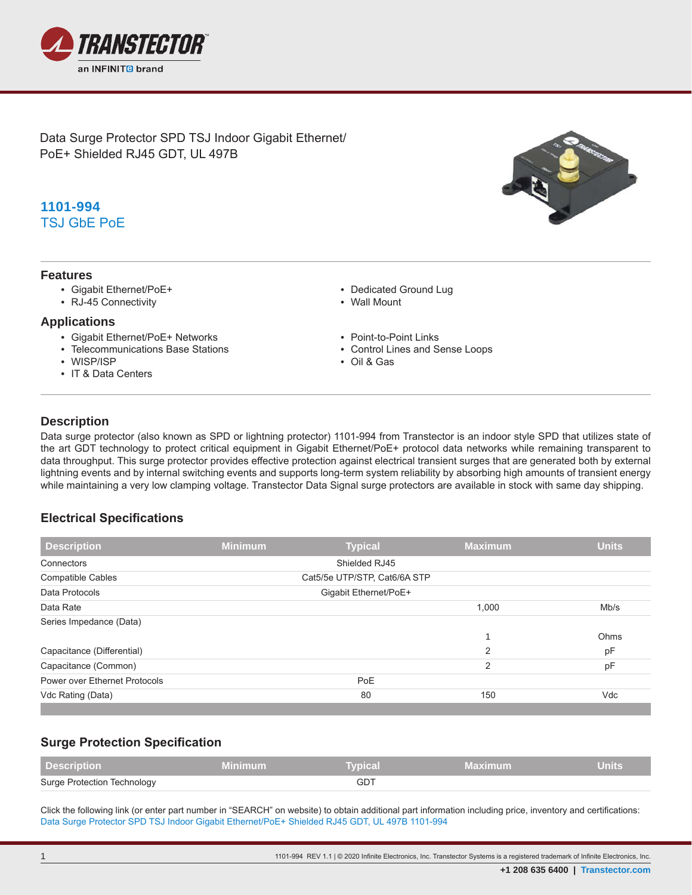Data Surge Protector SPD TSJ Indoor Gigabit Ethernet/
PoE+ Shielded RJ45 GDT, UL 497B

**1101-994**
TSJ GbE PoE

## Features

- Gigabit Ethernet/PoE+
- RJ-45 Connectivity
- Dedicated Ground Lug
- Wall Mount

## Applications

- Gigabit Ethernet/PoE+ Networks
- Telecommunications Base Stations
- WISP/ISP
- IT & Data Centers
- Point-to-Point Links
- Control Lines and Sense Loops
- Oil & Gas

## Description

Data surge protector (also known as SPD or lightning protector) 1101-994 from Transtector is an indoor style SPD that utilizes state of the art GDT technology to protect critical equipment in Gigabit Ethernet/PoE+ protocol data networks while remaining transparent to data throughput. This surge protector provides effective protection against electrical transient surges that are generated both by external lightning events and by internal switching events and supports long-term system reliability by absorbing high amounts of transient energy while maintaining a very low clamping voltage. Transtector Data Signal surge protectors are available in stock with same day shipping.

## Electrical Specifications

| Description | Minimum | Typical | Maximum | Units |
|---|---|---|---|---|
| Connectors | | Shielded RJ45 | | |
| Compatible Cables | | Cat5/5e UTP/STP, Cat6/6A STP | | |
| Data Protocols | | Gigabit Ethernet/PoE+ | | |
| Data Rate | | | 1,000 | Mb/s |
| Series Impedance (Data) | | | 1 | Ohms |
| Capacitance (Differential) | | | 2 | pF |
| Capacitance (Common) | | | 2 | pF |
| Power over Ethernet Protocols | | PoE | | |
| Vdc Rating (Data) | | 80 | 150 | Vdc |

## Surge Protection Specification

| Description | Minimum | Typical | Maximum | Units |
|---|---|---|---|---|
| Surge Protection Technology | | GDT | | |

Click the following link (or enter part number in "SEARCH" on website) to obtain additional part information including price, inventory and certifications:
Data Surge Protector SPD TSJ Indoor Gigabit Ethernet/PoE+ Shielded RJ45 GDT, UL 497B 1101-994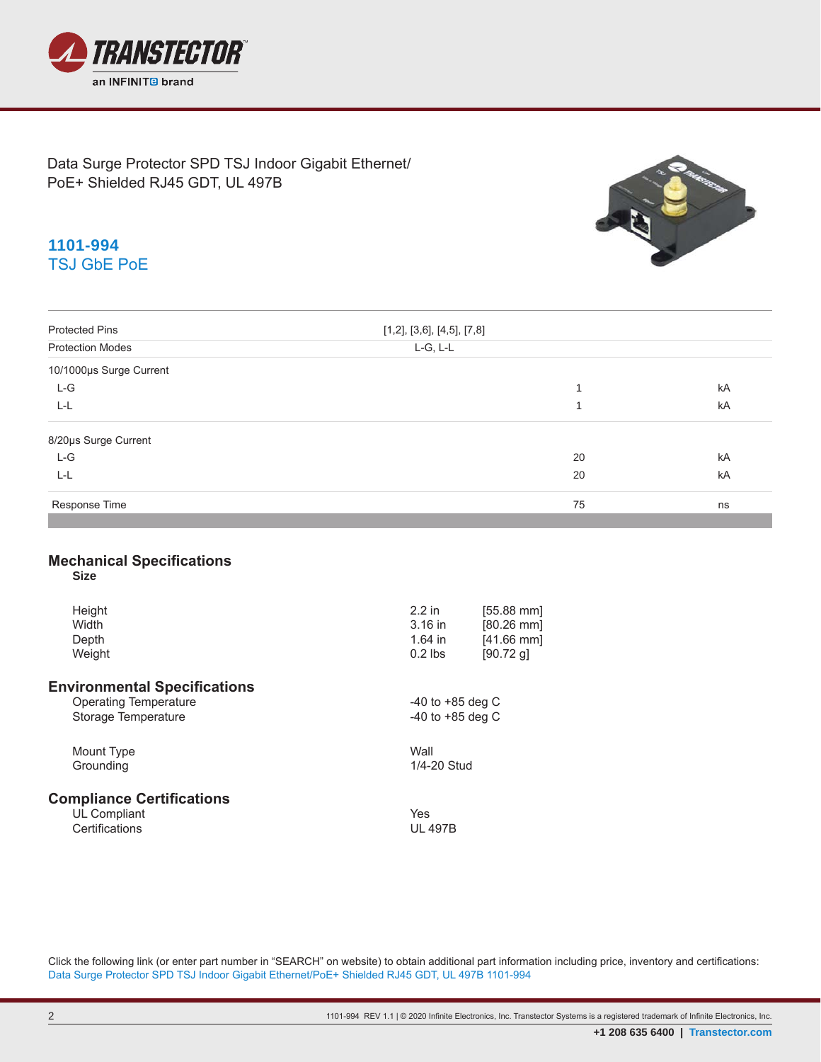Data Surge Protector SPD TSJ Indoor Gigabit Ethernet/
PoE+ Shielded RJ45 GDT, UL 497B

## 1101-994
TSJ GbE PoE

| | | | |
|---|---|---|---|
| Protected Pins | [1,2], [3,6], [4,5], [7,8] | | |
| Protection Modes | L-G, L-L | | |
| 10/1000µs Surge Current | | | |
| L-G | | 1 | kA |
| L-L | | 1 | kA |
| 8/20µs Surge Current | | | |
| L-G | | 20 | kA |
| L-L | | 20 | kA |
| Response Time | | 75 | ns |

## Mechanical Specifications

**Size**

| | | |
|---|---|---|
| Height | 2.2 in | [55.88 mm] |
| Width | 3.16 in | [80.26 mm] |
| Depth | 1.64 in | [41.66 mm] |
| Weight | 0.2 lbs | [90.72 g] |

## Environmental Specifications

| | |
|---|---|
| Operating Temperature | -40 to +85 deg C |
| Storage Temperature | -40 to +85 deg C |
| Mount Type | Wall |
| Grounding | 1/4-20 Stud |

## Compliance Certifications

| | |
|---|---|
| UL Compliant | Yes |
| Certifications | UL 497B |

Click the following link (or enter part number in "SEARCH" on website) to obtain additional part information including price, inventory and certifications:
Data Surge Protector SPD TSJ Indoor Gigabit Ethernet/PoE+ Shielded RJ45 GDT, UL 497B 1101-994

1101-994 REV 1.1 | © 2020 Infinite Electronics, Inc. Transtector Systems is a registered trademark of Infinite Electronics, Inc.

+1 208 635 6400 | Transtector.com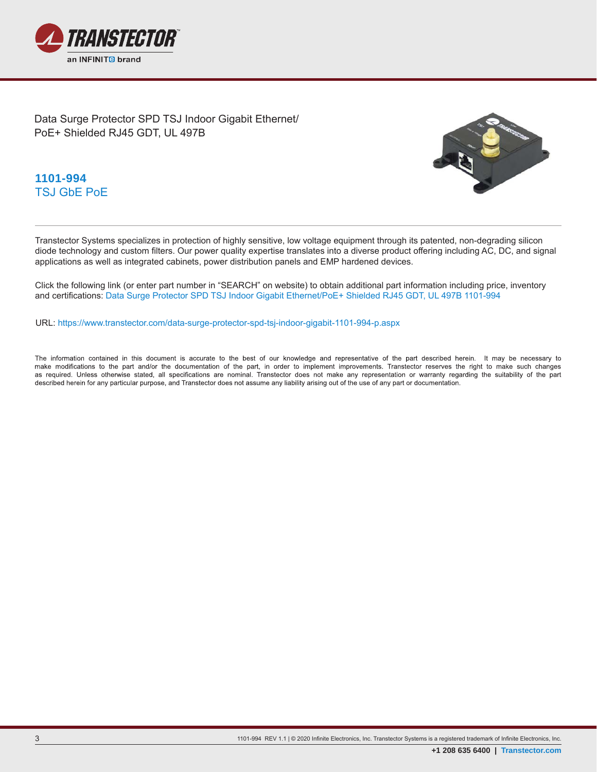Data Surge Protector SPD TSJ Indoor Gigabit Ethernet/
PoE+ Shielded RJ45 GDT, UL 497B

**1101-994**
TSJ GbE PoE

---

Transtector Systems specializes in protection of highly sensitive, low voltage equipment through its patented, non-degrading silicon diode technology and custom filters. Our power quality expertise translates into a diverse product offering including AC, DC, and signal applications as well as integrated cabinets, power distribution panels and EMP hardened devices.

Click the following link (or enter part number in "SEARCH" on website) to obtain additional part information including price, inventory and certifications: [Data Surge Protector SPD TSJ Indoor Gigabit Ethernet/PoE+ Shielded RJ45 GDT, UL 497B 1101-994](https://www.transtector.com/data-surge-protector-spd-tsj-indoor-gigabit-1101-994-p.aspx)

URL: https://www.transtector.com/data-surge-protector-spd-tsj-indoor-gigabit-1101-994-p.aspx

The information contained in this document is accurate to the best of our knowledge and representative of the part described herein. It may be necessary to make modifications to the part and/or the documentation of the part, in order to implement improvements. Transtector reserves the right to make such changes as required. Unless otherwise stated, all specifications are nominal. Transtector does not make any representation or warranty regarding the suitability of the part described herein for any particular purpose, and Transtector does not assume any liability arising out of the use of any part or documentation.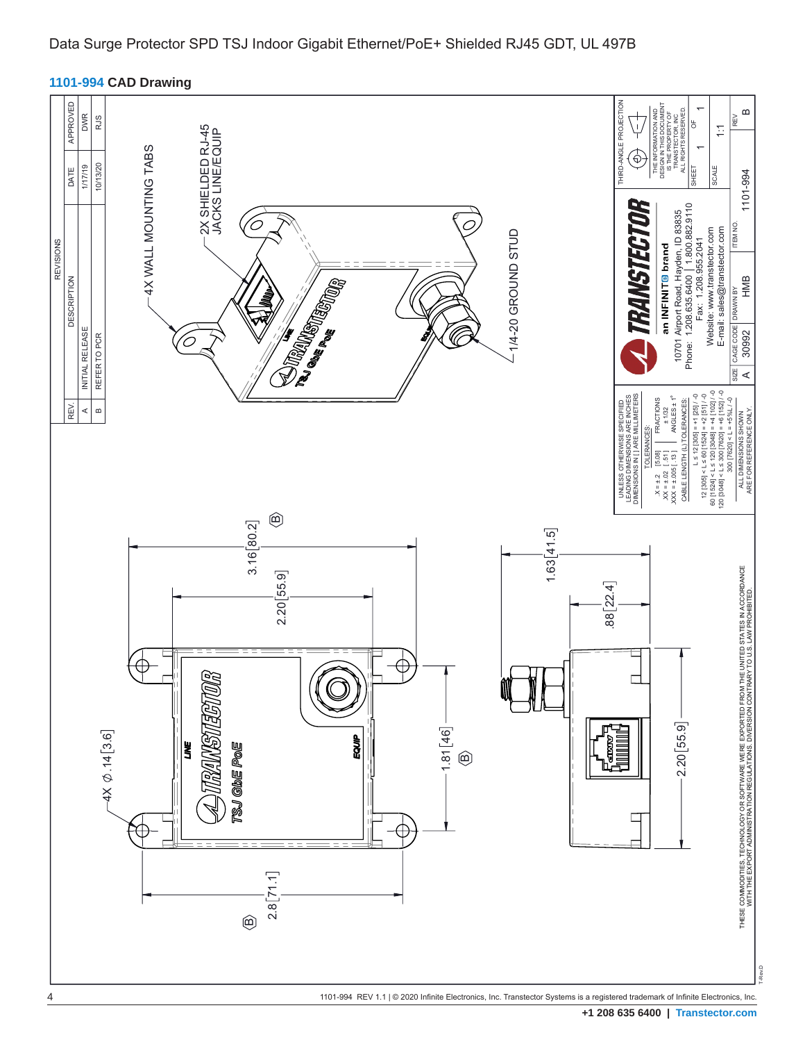Data Surge Protector SPD TSJ Indoor Gigabit Ethernet/PoE+ Shielded RJ45 GDT, UL 497B

## 1101-994 CAD Drawing

| REVISIONS | | | |
|---|---|---|---|
| REV. | DESCRIPTION | DATE | APPROVED |
| A | INITIAL RELEASE | 1/17/19 | DWR |
| B | REFER TO PCR | 10/13/20 | RJS |

4X WALL MOUNTING TABS

2X SHIELDED RJ-45 JACKS LINE/EQUIP

1/4-20 GROUND STUD

3.16 [80.2]

2.20 [55.9]

1.63 [41.5]

.88 [22.4]

4X ⌀.14 [3.6]

1.81 [46]

2.20 [55.9]

2.8 [71.1]

UNLESS OTHERWISE SPECIFIED LEADING DIMENSIONS ARE INCHES DIMENSIONS IN [ ] ARE MILLIMETERS

TOLERANCES:
.X = ±.2 [5.08]
.XX = ±.02 [.51]
.XXX = ±.005 [.13]
FRACTIONS ± 1/32
ANGLES ± 1°

CABLE LENGTH (L) TOLERANCES:
L ≤ 12 [305] = +1 [25] / -0
12 [305] < L ≤ 60 [1524] = +2 [51] / -0
60 [1524] < L ≤ 120 [3048] = +4 [102] / -0
120 [3048] < L ≤ 300 [7620] = +6 [152] / -0
300 [7620] < L = +5%L / -0

ALL DIMENSIONS SHOWN ARE FOR REFERENCE ONLY.

TRANSTECTOR an INFINITE brand
10701 Airport Road, Hayden, ID 83835
Phone: 1.208.635.6400 | 1.800.882.9110
Fax: 1.208.955.2041
Website: www.transtector.com
E-mail: sales@transtector.com

THIRD-ANGLE PROJECTION

THE INFORMATION AND DESIGN IN THIS DOCUMENT IS THE PROPERTY OF TRANSTECTOR, INC ALL RIGHTS RESERVED.

| SIZE | CAGE CODE | DRAWN BY | ITEM NO. | SCALE | SHEET | OF | REV |
|---|---|---|---|---|---|---|---|
| A | 30992 | HMB | 1101-994 | 1:1 | 1 | 1 | B |

THESE COMMODITIES, TECHNOLOGY OR SOFTWARE WERE EXPORTED FROM THE UNITED STATES IN ACCORDANCE WITH THE EXPORT ADMINISTRATION REGULATIONS. DIVERSION CONTRARY TO U.S. LAW PROHIBITED.

1101-994 REV 1.1 | © 2020 Infinite Electronics, Inc. Transtector Systems is a registered trademark of Infinite Electronics, Inc.

+1 208 635 6400 | Transtector.com